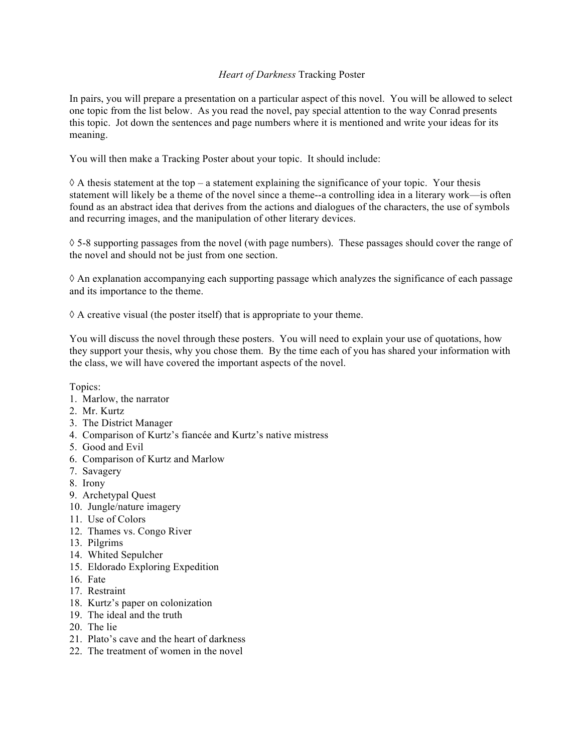# *Heart of Darkness* Tracking Poster

In pairs, you will prepare a presentation on a particular aspect of this novel. You will be allowed to select one topic from the list below. As you read the novel, pay special attention to the way Conrad presents this topic. Jot down the sentences and page numbers where it is mentioned and write your ideas for its meaning.

You will then make a Tracking Poster about your topic. It should include:

◊ A thesis statement at the top – a statement explaining the significance of your topic. Your thesis statement will likely be a theme of the novel since a theme--a controlling idea in a literary work—is often found as an abstract idea that derives from the actions and dialogues of the characters, the use of symbols and recurring images, and the manipulation of other literary devices.

◊ 5-8 supporting passages from the novel (with page numbers). These passages should cover the range of the novel and should not be just from one section.

◊ An explanation accompanying each supporting passage which analyzes the significance of each passage and its importance to the theme.

◊ A creative visual (the poster itself) that is appropriate to your theme.

You will discuss the novel through these posters. You will need to explain your use of quotations, how they support your thesis, why you chose them. By the time each of you has shared your information with the class, we will have covered the important aspects of the novel.

Topics:

1. Marlow, the narrator
2. Mr. Kurtz
3. The District Manager
4. Comparison of Kurtz's fiancée and Kurtz's native mistress
5. Good and Evil
6. Comparison of Kurtz and Marlow
7. Savagery
8. Irony
9. Archetypal Quest
10. Jungle/nature imagery
11. Use of Colors
12. Thames vs. Congo River
13. Pilgrims
14. Whited Sepulcher
15. Eldorado Exploring Expedition
16. Fate
17. Restraint
18. Kurtz's paper on colonization
19. The ideal and the truth
20. The lie
21. Plato's cave and the heart of darkness
22. The treatment of women in the novel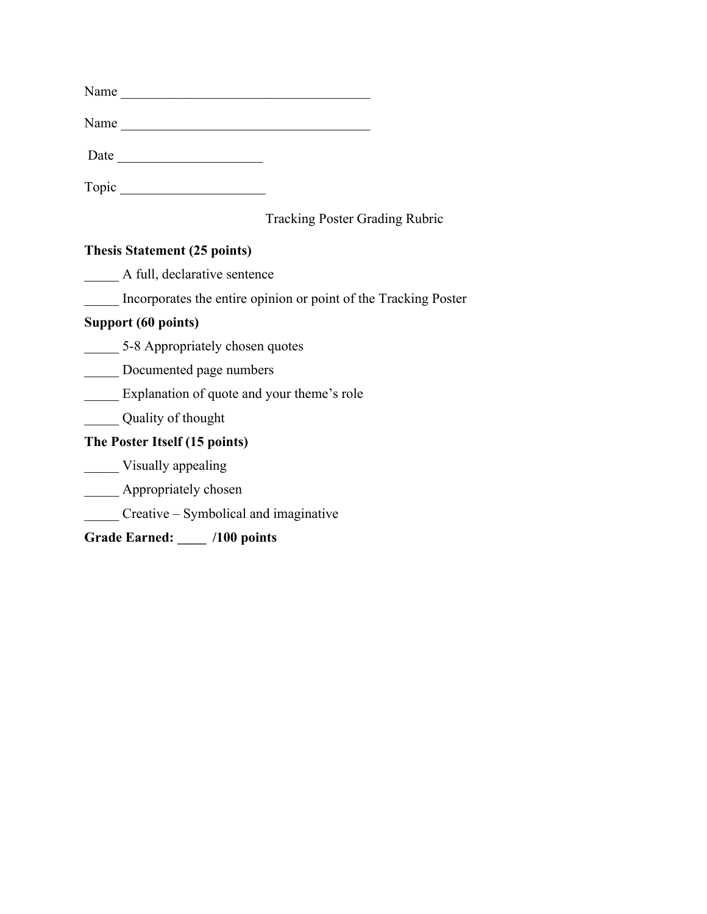Name ____________________________________

Name ____________________________________

Date _____________________

Topic _____________________

Tracking Poster Grading Rubric

**Thesis Statement (25 points)**

_____ A full, declarative sentence

_____ Incorporates the entire opinion or point of the Tracking Poster

**Support (60 points)**

_____ 5-8 Appropriately chosen quotes

_____ Documented page numbers

_____ Explanation of quote and your theme's role

_____ Quality of thought

**The Poster Itself (15 points)**

_____ Visually appealing

_____ Appropriately chosen

_____ Creative – Symbolical and imaginative

**Grade Earned: ____ /100 points**